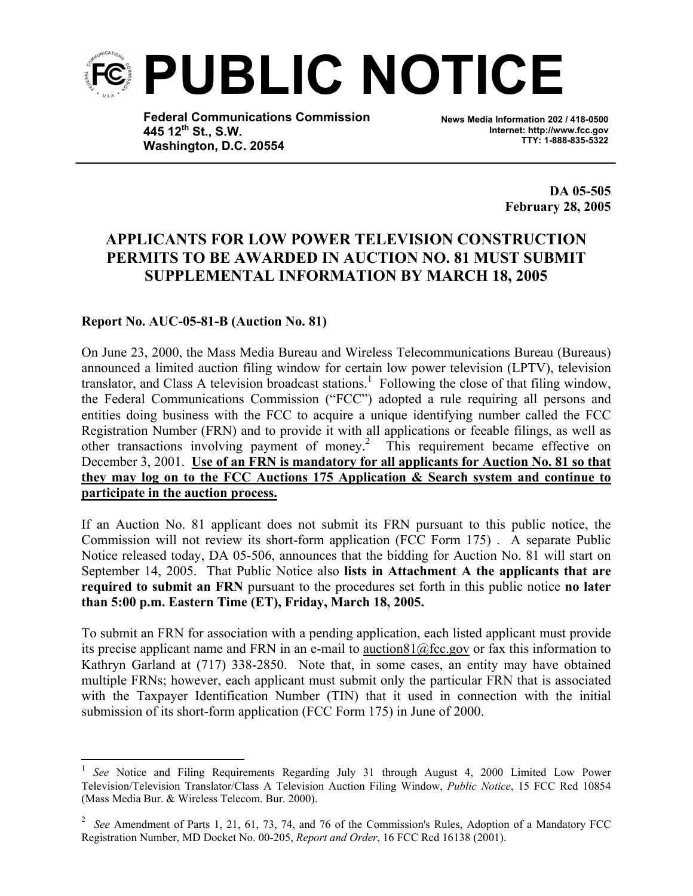# PUBLIC NOTICE

**Federal Communications Commission**
**445 12th St., S.W.**
**Washington, D.C. 20554**

**News Media Information 202 / 418-0500**
**Internet: http://www.fcc.gov**
**TTY: 1-888-835-5322**

**DA 05-505**
**February 28, 2005**

## APPLICANTS FOR LOW POWER TELEVISION CONSTRUCTION PERMITS TO BE AWARDED IN AUCTION NO. 81 MUST SUBMIT SUPPLEMENTAL INFORMATION BY MARCH 18, 2005

**Report No. AUC-05-81-B (Auction No. 81)**

On June 23, 2000, the Mass Media Bureau and Wireless Telecommunications Bureau (Bureaus) announced a limited auction filing window for certain low power television (LPTV), television translator, and Class A television broadcast stations.[1] Following the close of that filing window, the Federal Communications Commission ("FCC") adopted a rule requiring all persons and entities doing business with the FCC to acquire a unique identifying number called the FCC Registration Number (FRN) and to provide it with all applications or feeable filings, as well as other transactions involving payment of money.[2] This requirement became effective on December 3, 2001. **Use of an FRN is mandatory for all applicants for Auction No. 81 so that they may log on to the FCC Auctions 175 Application & Search system and continue to participate in the auction process.**

If an Auction No. 81 applicant does not submit its FRN pursuant to this public notice, the Commission will not review its short-form application (FCC Form 175) . A separate Public Notice released today, DA 05-506, announces that the bidding for Auction No. 81 will start on September 14, 2005. That Public Notice also **lists in Attachment A the applicants that are required to submit an FRN** pursuant to the procedures set forth in this public notice **no later than 5:00 p.m. Eastern Time (ET), Friday, March 18, 2005.**

To submit an FRN for association with a pending application, each listed applicant must provide its precise applicant name and FRN in an e-mail to auction81@fcc.gov or fax this information to Kathryn Garland at (717) 338-2850. Note that, in some cases, an entity may have obtained multiple FRNs; however, each applicant must submit only the particular FRN that is associated with the Taxpayer Identification Number (TIN) that it used in connection with the initial submission of its short-form application (FCC Form 175) in June of 2000.

---

[1] *See* Notice and Filing Requirements Regarding July 31 through August 4, 2000 Limited Low Power Television/Television Translator/Class A Television Auction Filing Window, *Public Notice*, 15 FCC Rcd 10854 (Mass Media Bur. & Wireless Telecom. Bur. 2000).

[2] *See* Amendment of Parts 1, 21, 61, 73, 74, and 76 of the Commission's Rules, Adoption of a Mandatory FCC Registration Number, MD Docket No. 00-205, *Report and Order*, 16 FCC Rcd 16138 (2001).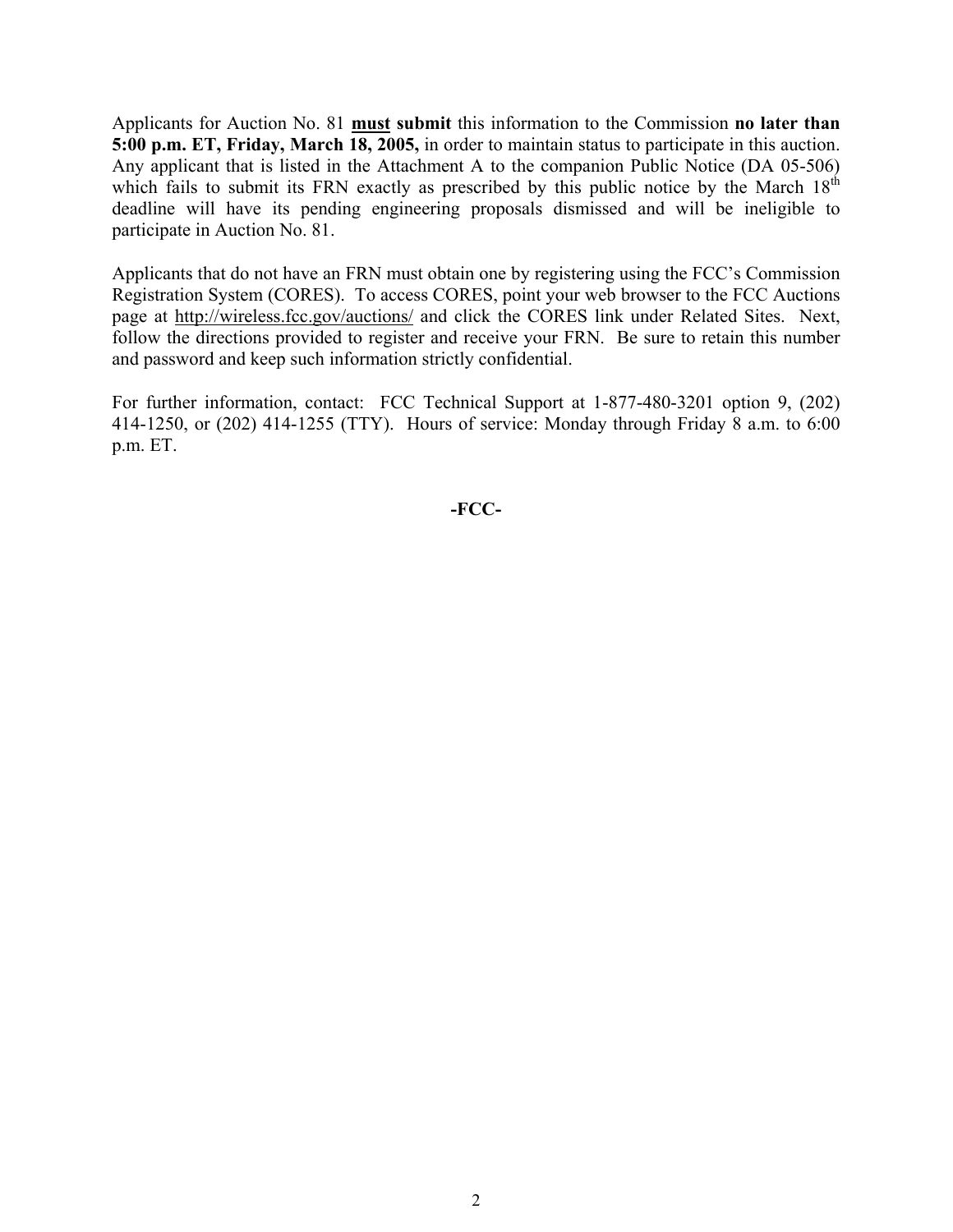Applicants for Auction No. 81 **must submit** this information to the Commission **no later than 5:00 p.m. ET, Friday, March 18, 2005,** in order to maintain status to participate in this auction. Any applicant that is listed in the Attachment A to the companion Public Notice (DA 05-506) which fails to submit its FRN exactly as prescribed by this public notice by the March 18th deadline will have its pending engineering proposals dismissed and will be ineligible to participate in Auction No. 81.

Applicants that do not have an FRN must obtain one by registering using the FCC's Commission Registration System (CORES). To access CORES, point your web browser to the FCC Auctions page at http://wireless.fcc.gov/auctions/ and click the CORES link under Related Sites. Next, follow the directions provided to register and receive your FRN. Be sure to retain this number and password and keep such information strictly confidential.

For further information, contact: FCC Technical Support at 1-877-480-3201 option 9, (202) 414-1250, or (202) 414-1255 (TTY). Hours of service: Monday through Friday 8 a.m. to 6:00 p.m. ET.

**-FCC-**